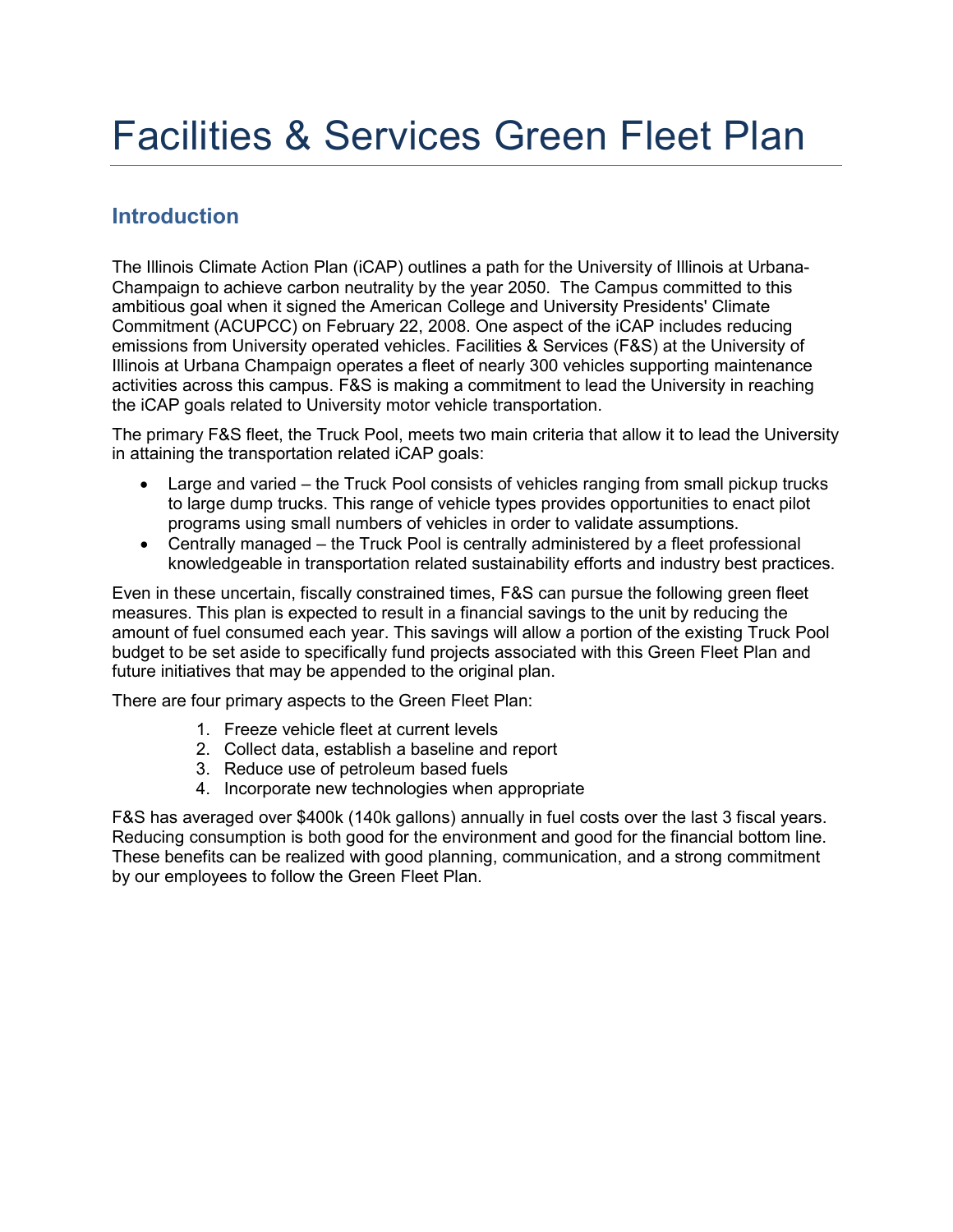# Facilities & Services Green Fleet Plan

## Introduction

The Illinois Climate Action Plan (iCAP) outlines a path for the University of Illinois at Urbana-Champaign to achieve carbon neutrality by the year 2050. The Campus committed to this ambitious goal when it signed the American College and University Presidents' Climate Commitment (ACUPCC) on February 22, 2008. One aspect of the iCAP includes reducing emissions from University operated vehicles. Facilities & Services (F&S) at the University of Illinois at Urbana Champaign operates a fleet of nearly 300 vehicles supporting maintenance activities across this campus. F&S is making a commitment to lead the University in reaching the iCAP goals related to University motor vehicle transportation.

The primary F&S fleet, the Truck Pool, meets two main criteria that allow it to lead the University in attaining the transportation related iCAP goals:

- Large and varied – the Truck Pool consists of vehicles ranging from small pickup trucks to large dump trucks. This range of vehicle types provides opportunities to enact pilot programs using small numbers of vehicles in order to validate assumptions.
- Centrally managed – the Truck Pool is centrally administered by a fleet professional knowledgeable in transportation related sustainability efforts and industry best practices.

Even in these uncertain, fiscally constrained times, F&S can pursue the following green fleet measures. This plan is expected to result in a financial savings to the unit by reducing the amount of fuel consumed each year. This savings will allow a portion of the existing Truck Pool budget to be set aside to specifically fund projects associated with this Green Fleet Plan and future initiatives that may be appended to the original plan.

There are four primary aspects to the Green Fleet Plan:

1. Freeze vehicle fleet at current levels
2. Collect data, establish a baseline and report
3. Reduce use of petroleum based fuels
4. Incorporate new technologies when appropriate

F&S has averaged over $400k (140k gallons) annually in fuel costs over the last 3 fiscal years. Reducing consumption is both good for the environment and good for the financial bottom line. These benefits can be realized with good planning, communication, and a strong commitment by our employees to follow the Green Fleet Plan.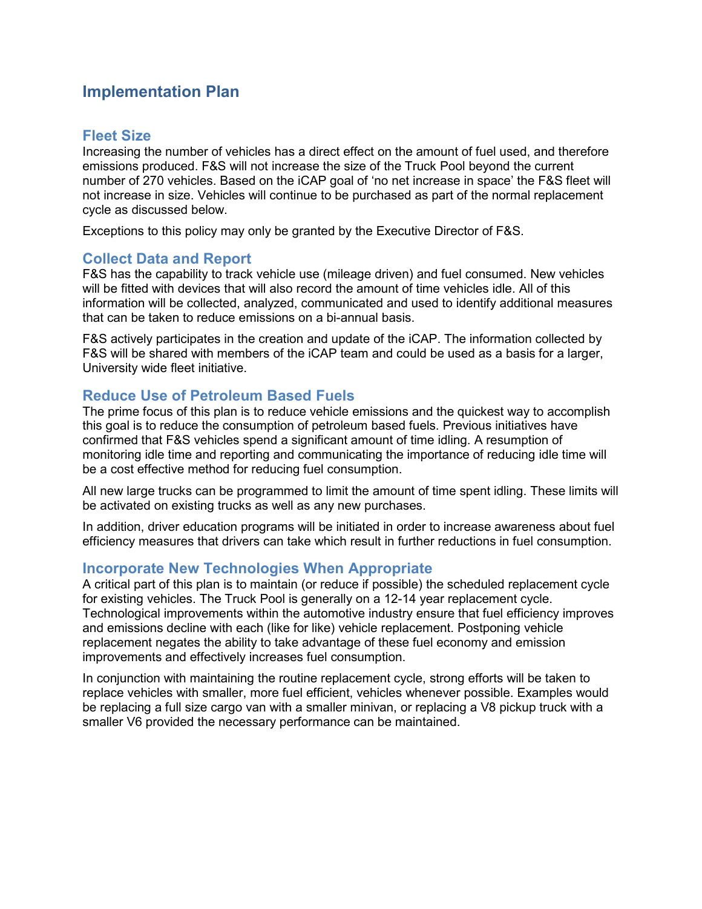# Implementation Plan

## Fleet Size

Increasing the number of vehicles has a direct effect on the amount of fuel used, and therefore emissions produced. F&S will not increase the size of the Truck Pool beyond the current number of 270 vehicles. Based on the iCAP goal of 'no net increase in space' the F&S fleet will not increase in size. Vehicles will continue to be purchased as part of the normal replacement cycle as discussed below.

Exceptions to this policy may only be granted by the Executive Director of F&S.

## Collect Data and Report

F&S has the capability to track vehicle use (mileage driven) and fuel consumed. New vehicles will be fitted with devices that will also record the amount of time vehicles idle. All of this information will be collected, analyzed, communicated and used to identify additional measures that can be taken to reduce emissions on a bi-annual basis.

F&S actively participates in the creation and update of the iCAP. The information collected by F&S will be shared with members of the iCAP team and could be used as a basis for a larger, University wide fleet initiative.

## Reduce Use of Petroleum Based Fuels

The prime focus of this plan is to reduce vehicle emissions and the quickest way to accomplish this goal is to reduce the consumption of petroleum based fuels. Previous initiatives have confirmed that F&S vehicles spend a significant amount of time idling. A resumption of monitoring idle time and reporting and communicating the importance of reducing idle time will be a cost effective method for reducing fuel consumption.

All new large trucks can be programmed to limit the amount of time spent idling. These limits will be activated on existing trucks as well as any new purchases.

In addition, driver education programs will be initiated in order to increase awareness about fuel efficiency measures that drivers can take which result in further reductions in fuel consumption.

## Incorporate New Technologies When Appropriate

A critical part of this plan is to maintain (or reduce if possible) the scheduled replacement cycle for existing vehicles. The Truck Pool is generally on a 12-14 year replacement cycle. Technological improvements within the automotive industry ensure that fuel efficiency improves and emissions decline with each (like for like) vehicle replacement. Postponing vehicle replacement negates the ability to take advantage of these fuel economy and emission improvements and effectively increases fuel consumption.

In conjunction with maintaining the routine replacement cycle, strong efforts will be taken to replace vehicles with smaller, more fuel efficient, vehicles whenever possible. Examples would be replacing a full size cargo van with a smaller minivan, or replacing a V8 pickup truck with a smaller V6 provided the necessary performance can be maintained.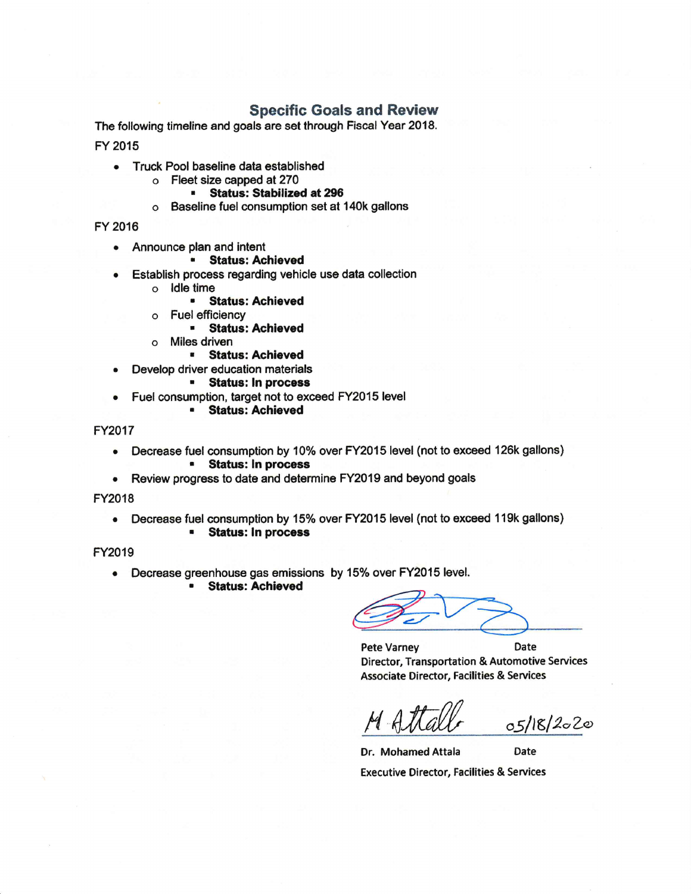## Specific Goals and Review

The following timeline and goals are set through Fiscal Year 2018.

FY 2015

- Truck Pool baseline data established
  - Fleet size capped at 270
    - **Status: Stabilized at 296**
  - Baseline fuel consumption set at 140k gallons

FY 2016

- Announce plan and intent
    - **Status: Achieved**
- Establish process regarding vehicle use data collection
  - Idle time
    - **Status: Achieved**
  - Fuel efficiency
    - **Status: Achieved**
  - Miles driven
    - **Status: Achieved**
- Develop driver education materials
    - **Status: In process**
- Fuel consumption, target not to exceed FY2015 level
    - **Status: Achieved**

FY2017

- Decrease fuel consumption by 10% over FY2015 level (not to exceed 126k gallons)
    - **Status: In process**
- Review progress to date and determine FY2019 and beyond goals

FY2018

- Decrease fuel consumption by 15% over FY2015 level (not to exceed 119k gallons)
    - **Status: In process**

FY2019

- Decrease greenhouse gas emissions by 15% over FY2015 level.
    - **Status: Achieved**

Pete Varney — Date
Director, Transportation & Automotive Services
Associate Director, Facilities & Services

M Attala — 05/18/2020

Dr. Mohamed Attala — Date
Executive Director, Facilities & Services